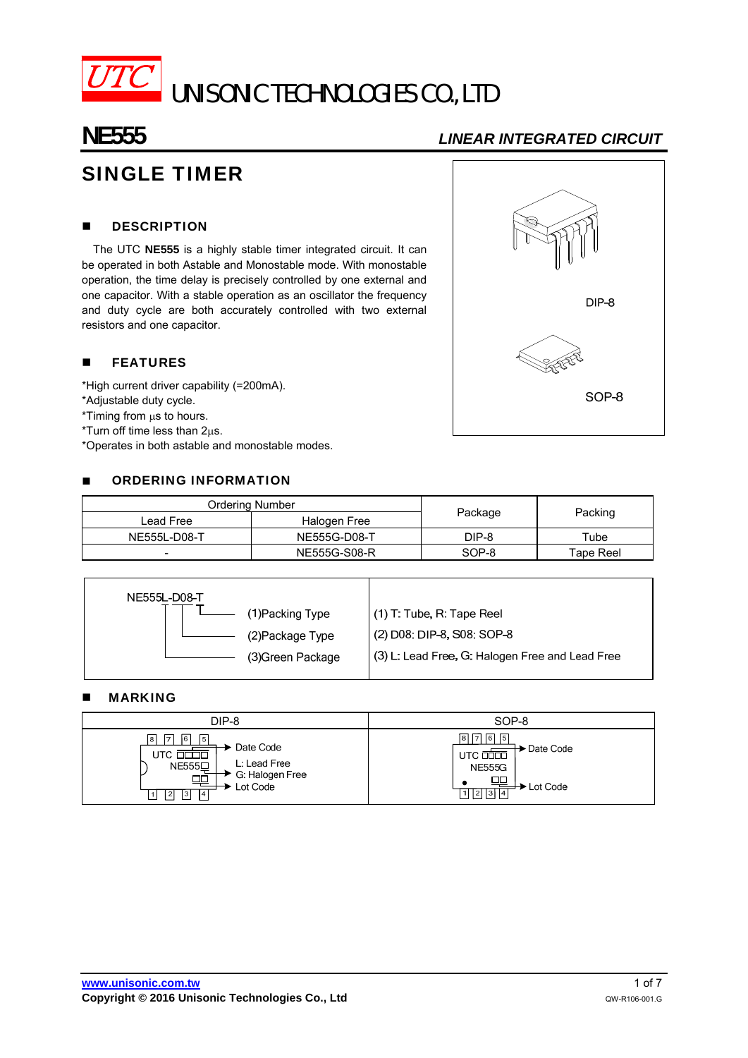# UTC UNISONIC TECHNOLOGIES CO., LTD

**NE555** *LINEAR INTEGRATED CIRCUIT*

## SINGLE TIMER

DIP-8

SOP-8

### ■ DESCRIPTION

The UTC **NE555** is a highly stable timer integrated circuit. It can be operated in both Astable and Monostable mode. With monostable operation, the time delay is precisely controlled by one external and one capacitor. With a stable operation as an oscillator the frequency and duty cycle are both accurately controlled with two external resistors and one capacitor.

### ■ FEATURES

*High current driver capability (=200mA).
*Adjustable duty cycle.
*Timing from µs to hours.
*Turn off time less than 2µs.
*Operates in both astable and monostable modes.

### ■ ORDERING INFORMATION

| Ordering Number | | Package | Packing |
|---|---|---|---|
| Lead Free | Halogen Free | | |
| NE555L-D08-T | NE555G-D08-T | DIP-8 | Tube |
| - | NE555G-S08-R | SOP-8 | Tape Reel |

| NE555L-D08-T | |
|---|---|
| (1)Packing Type | (1) T: Tube, R: Tape Reel |
| (2)Package Type | (2) D08: DIP-8, S08: SOP-8 |
| (3)Green Package | (3) L: Lead Free, G: Halogen Free and Lead Free |

### ■ MARKING

| DIP-8 | SOP-8 |
|---|---|
| UTC □□□□ → Date Code; NE555□ → L: Lead Free, G: Halogen Free; □□ → Lot Code | UTC □□□□ → Date Code; NE555G; □□ → Lot Code |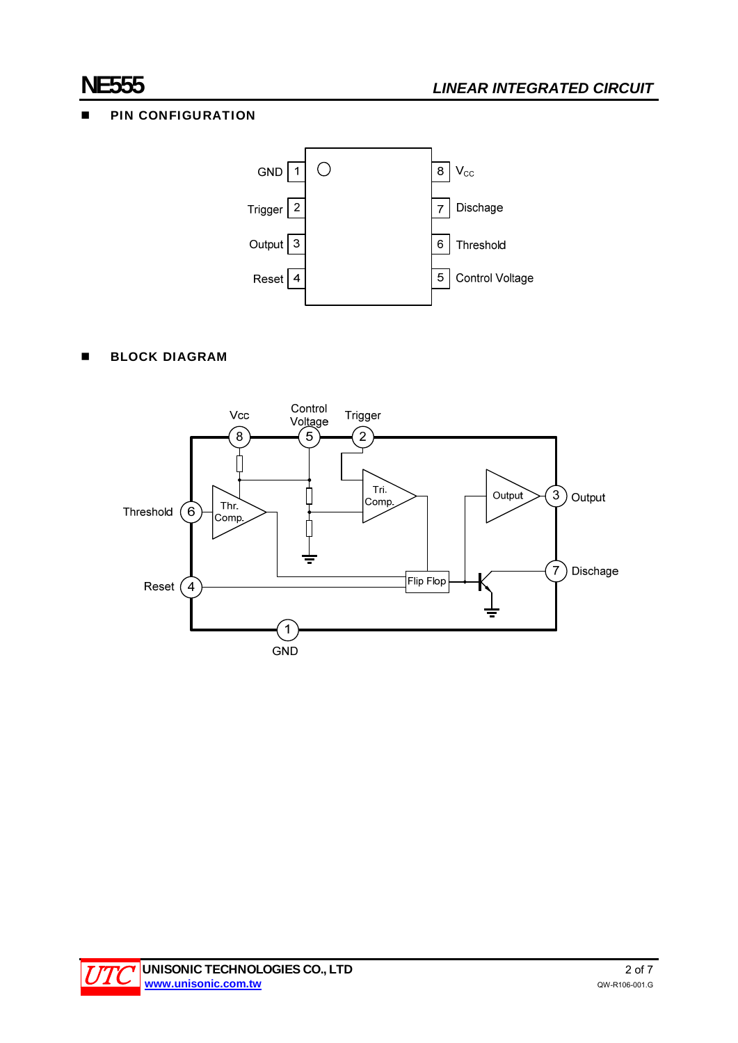## PIN CONFIGURATION

| Pin | Name | Pin | Name |
|---|---|---|---|
| 1 | GND | 8 | $V_{CC}$ |
| 2 | Trigger | 7 | Dischage |
| 3 | Output | 6 | Threshold |
| 4 | Reset | 5 | Control Voltage |

## BLOCK DIAGRAM

Vcc 8, Control Voltage 5, Trigger 2, Threshold 6, Thr. Comp., Tri. Comp., Output, 3 Output, Flip Flop, 7 Dischage, Reset 4, 1 GND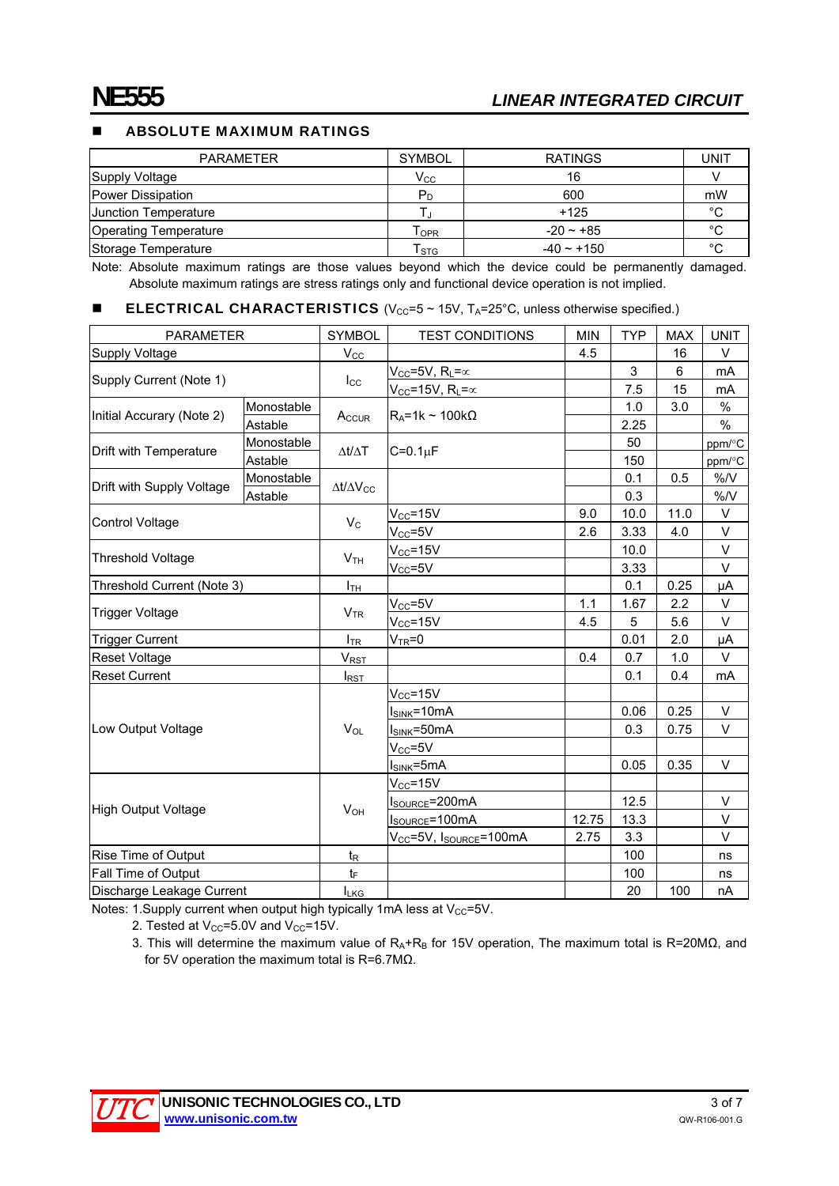## ABSOLUTE MAXIMUM RATINGS

| PARAMETER | SYMBOL | RATINGS | UNIT |
|---|---|---|---|
| Supply Voltage | $V_{CC}$ | 16 | V |
| Power Dissipation | $P_D$ | 600 | mW |
| Junction Temperature | $T_J$ | +125 | °C |
| Operating Temperature | $T_{OPR}$ | -20 ~ +85 | °C |
| Storage Temperature | $T_{STG}$ | -40 ~ +150 | °C |

Note: Absolute maximum ratings are those values beyond which the device could be permanently damaged. Absolute maximum ratings are stress ratings only and functional device operation is not implied.

## ELECTRICAL CHARACTERISTICS ($V_{CC}$=5 ~ 15V, $T_A$=25°C, unless otherwise specified.)

| PARAMETER | | SYMBOL | TEST CONDITIONS | MIN | TYP | MAX | UNIT |
|---|---|---|---|---|---|---|---|
| Supply Voltage | | $V_{CC}$ | | 4.5 | | 16 | V |
| Supply Current (Note 1) | | $I_{CC}$ | $V_{CC}$=5V, $R_L$=∞ | | 3 | 6 | mA |
| | | | $V_{CC}$=15V, $R_L$=∞ | | 7.5 | 15 | mA |
| Initial Accurary (Note 2) | Monostable | $A_{CCUR}$ | $R_A$=1k ~ 100kΩ | | 1.0 | 3.0 | % |
| | Astable | | | | 2.25 | | % |
| Drift with Temperature | Monostable | Δt/ΔT | C=0.1μF | | 50 | | ppm/°C |
| | Astable | | | | 150 | | ppm/°C |
| Drift with Supply Voltage | Monostable | $\Delta t/\Delta V_{CC}$ | | | 0.1 | 0.5 | %/V |
| | Astable | | | | 0.3 | | %/V |
| Control Voltage | | $V_C$ | $V_{CC}$=15V | 9.0 | 10.0 | 11.0 | V |
| | | | $V_{CC}$=5V | 2.6 | 3.33 | 4.0 | V |
| Threshold Voltage | | $V_{TH}$ | $V_{CC}$=15V | | 10.0 | | V |
| | | | $V_{CC}$=5V | | 3.33 | | V |
| Threshold Current (Note 3) | | $I_{TH}$ | | | 0.1 | 0.25 | μA |
| Trigger Voltage | | $V_{TR}$ | $V_{CC}$=5V | 1.1 | 1.67 | 2.2 | V |
| | | | $V_{CC}$=15V | 4.5 | 5 | 5.6 | V |
| Trigger Current | | $I_{TR}$ | $V_{TR}$=0 | | 0.01 | 2.0 | μA |
| Reset Voltage | | $V_{RST}$ | | 0.4 | 0.7 | 1.0 | V |
| Reset Current | | $I_{RST}$ | | | 0.1 | 0.4 | mA |
| Low Output Voltage | | $V_{OL}$ | $V_{CC}$=15V | | | | |
| | | | $I_{SINK}$=10mA | | 0.06 | 0.25 | V |
| | | | $I_{SINK}$=50mA | | 0.3 | 0.75 | V |
| | | | $V_{CC}$=5V | | | | |
| | | | $I_{SINK}$=5mA | | 0.05 | 0.35 | V |
| High Output Voltage | | $V_{OH}$ | $V_{CC}$=15V | | | | |
| | | | $I_{SOURCE}$=200mA | | 12.5 | | V |
| | | | $I_{SOURCE}$=100mA | 12.75 | 13.3 | | V |
| | | | $V_{CC}$=5V, $I_{SOURCE}$=100mA | 2.75 | 3.3 | | V |
| Rise Time of Output | | $t_R$ | | | 100 | | ns |
| Fall Time of Output | | $t_F$ | | | 100 | | ns |
| Discharge Leakage Current | | $I_{LKG}$ | | | 20 | 100 | nA |

Notes: 1. Supply current when output high typically 1mA less at $V_{CC}$=5V.

2. Tested at $V_{CC}$=5.0V and $V_{CC}$=15V.

3. This will determine the maximum value of $R_A$+$R_B$ for 15V operation, The maximum total is R=20MΩ, and for 5V operation the maximum total is R=6.7MΩ.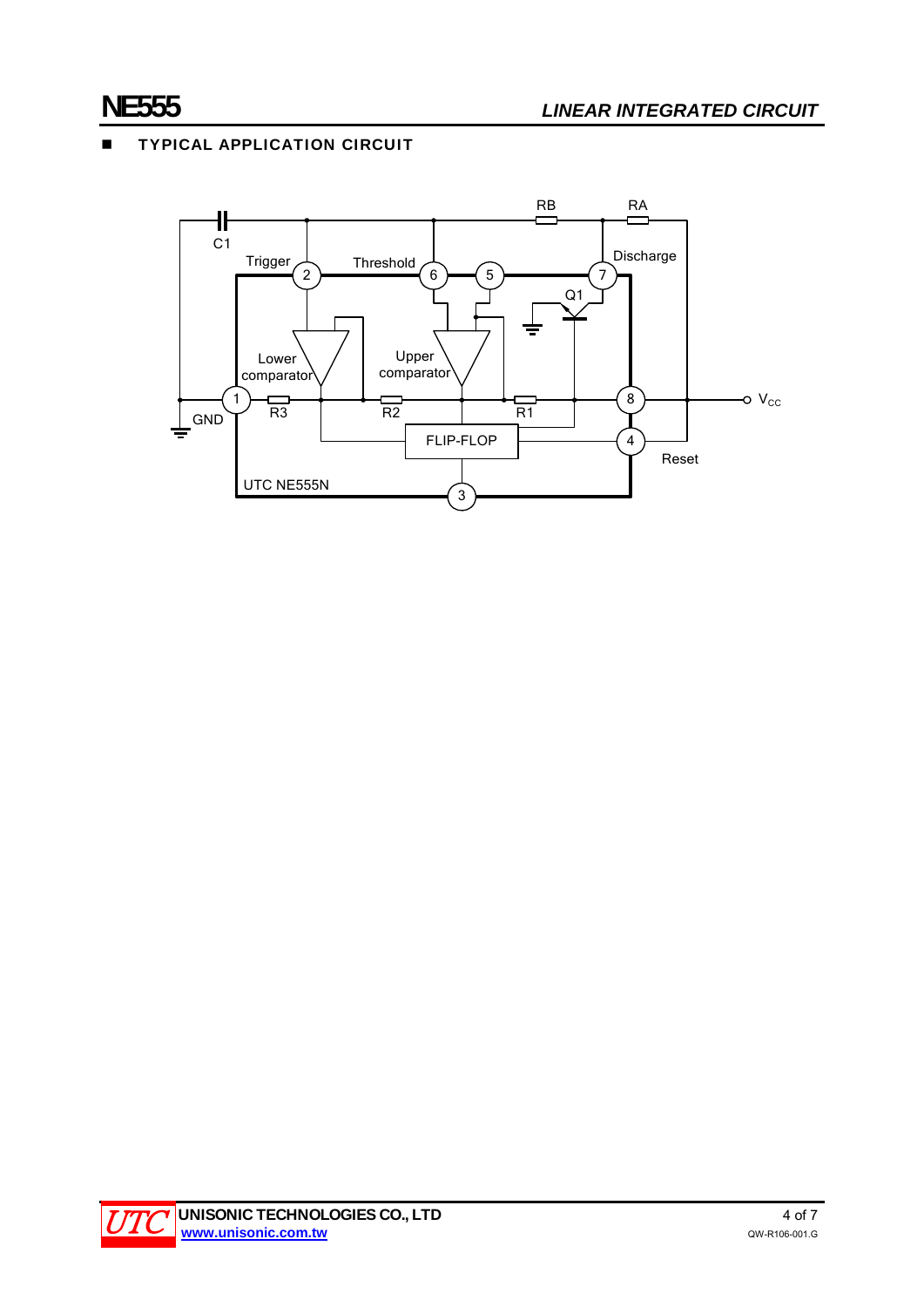## TYPICAL APPLICATION CIRCUIT

RB RA

C1

Trigger Threshold Discharge

2 6 5 7

Q1

Lower comparator

Upper comparator

1 8 $V_{CC}$

GND R3 R2 R1

FLIP-FLOP

4

Reset

UTC NE555N

3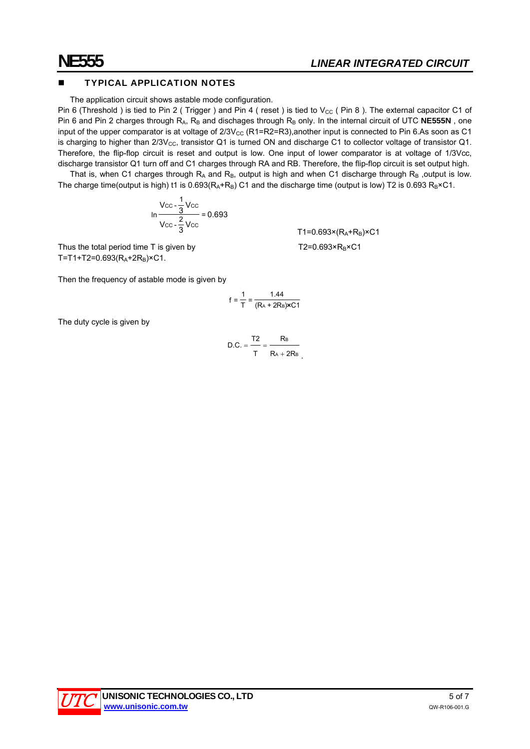## TYPICAL APPLICATION NOTES

The application circuit shows astable mode configuration.

Pin 6 (Threshold ) is tied to Pin 2 ( Trigger ) and Pin 4 ( reset ) is tied to $V_{CC}$ ( Pin 8 ). The external capacitor C1 of Pin 6 and Pin 2 charges through $R_A$, $R_B$ and dischages through $R_B$ only. In the internal circuit of UTC **NE555N** , one input of the upper comparator is at voltage of $2/3V_{CC}$ (R1=R2=R3),another input is connected to Pin 6.As soon as C1 is charging to higher than $2/3V_{CC}$, transistor Q1 is turned ON and discharge C1 to collector voltage of transistor Q1. Therefore, the flip-flop circuit is reset and output is low. One input of lower comparator is at voltage of 1/3Vcc, discharge transistor Q1 turn off and C1 charges through RA and RB. Therefore, the flip-flop circuit is set output high.

That is, when C1 charges through $R_A$ and $R_B$, output is high and when C1 discharge through $R_B$ ,output is low. The charge time(output is high) t1 is $0.693(R_A+R_B)$ C1 and the discharge time (output is low) T2 is 0.693 $R_B$×C1.

$$\ln \frac{V_{CC} - \frac{1}{3}V_{CC}}{V_{CC} - \frac{2}{3}V_{CC}} = 0.693$$

$$T1 = 0.693 \times (R_A + R_B) \times C1$$

$$T2 = 0.693 \times R_B \times C1$$

Thus the total period time T is given by
$T = T1 + T2 = 0.693(R_A + 2R_B) \times C1$.

Then the frequency of astable mode is given by

$$f = \frac{1}{T} = \frac{1.44}{(R_A + 2R_B) \times C1}$$

The duty cycle is given by

$$D.C. = \frac{T2}{T} = \frac{R_B}{R_A + 2R_B}$$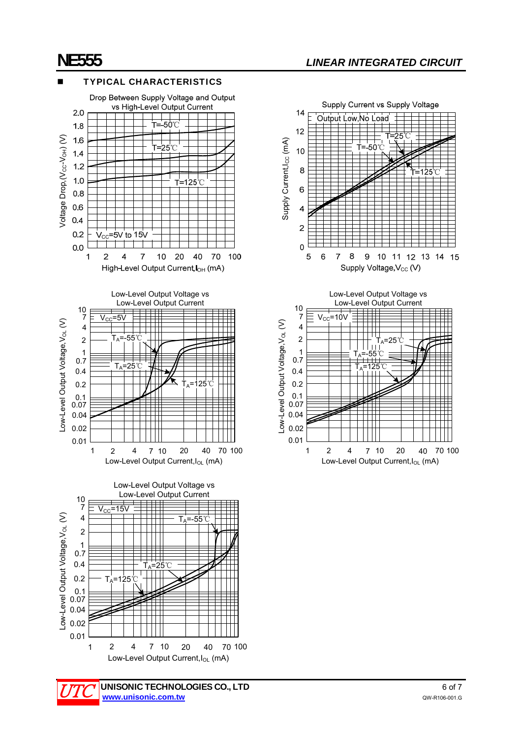## TYPICAL CHARACTERISTICS

Drop Between Supply Voltage and Output vs High-Level Output Current

Voltage Drop, $(V_{CC}-V_{OH})$ (V)

2.0, 1.8, 1.6, 1.4, 1.2, 1.0, 0.8, 0.6, 0.4, 0.2, 0.0

T=-50℃

T=25℃

T=125℃

$V_{CC}$=5V to 15V

1 2 4 7 10 20 40 70 100

High-Level Output Current, $I_{OH}$ (mA)

Supply Current vs Supply Voltage

Output Low, No Load

T=25℃

T=-50℃

T=125℃

Supply Current, $I_{CC}$ (mA)

0 2 4 6 8 10 12 14

5 6 7 8 9 10 11 12 13 14 15

Supply Voltage, $V_{CC}$ (V)

Low-Level Output Voltage vs Low-Level Output Current

$V_{CC}$=5V

$T_A$=-55℃

$T_A$=25℃

$T_A$=125℃

Low-Level Output Voltage, $V_{OL}$ (V)

0.01 0.02 0.04 0.07 0.1 0.2 0.4 0.7 1 2 4 7 10

1 2 4 7 10 20 40 70 100

Low-Level Output Current, $I_{OL}$ (mA)

Low-Level Output Voltage vs Low-Level Output Current

$V_{CC}$=10V

$T_A$=25℃

$T_A$=-55℃

$T_A$=125℃

Low-Level Output Voltage, $V_{OL}$ (V)

0.01 0.02 0.04 0.07 0.1 0.2 0.4 0.7 1 2 4 7 10

1 2 4 7 10 20 40 70 100

Low-Level Output Current, $I_{OL}$ (mA)

Low-Level Output Voltage vs Low-Level Output Current

$V_{CC}$=15V

$T_A$=-55℃

$T_A$=25℃

$T_A$=125℃

Low-Level Output Voltage, $V_{OL}$ (V)

0.01 0.02 0.04 0.07 0.1 0.2 0.4 0.7 1 2 4 7 10

1 2 4 7 10 20 40 70 100

Low-Level Output Current, $I_{OL}$ (mA)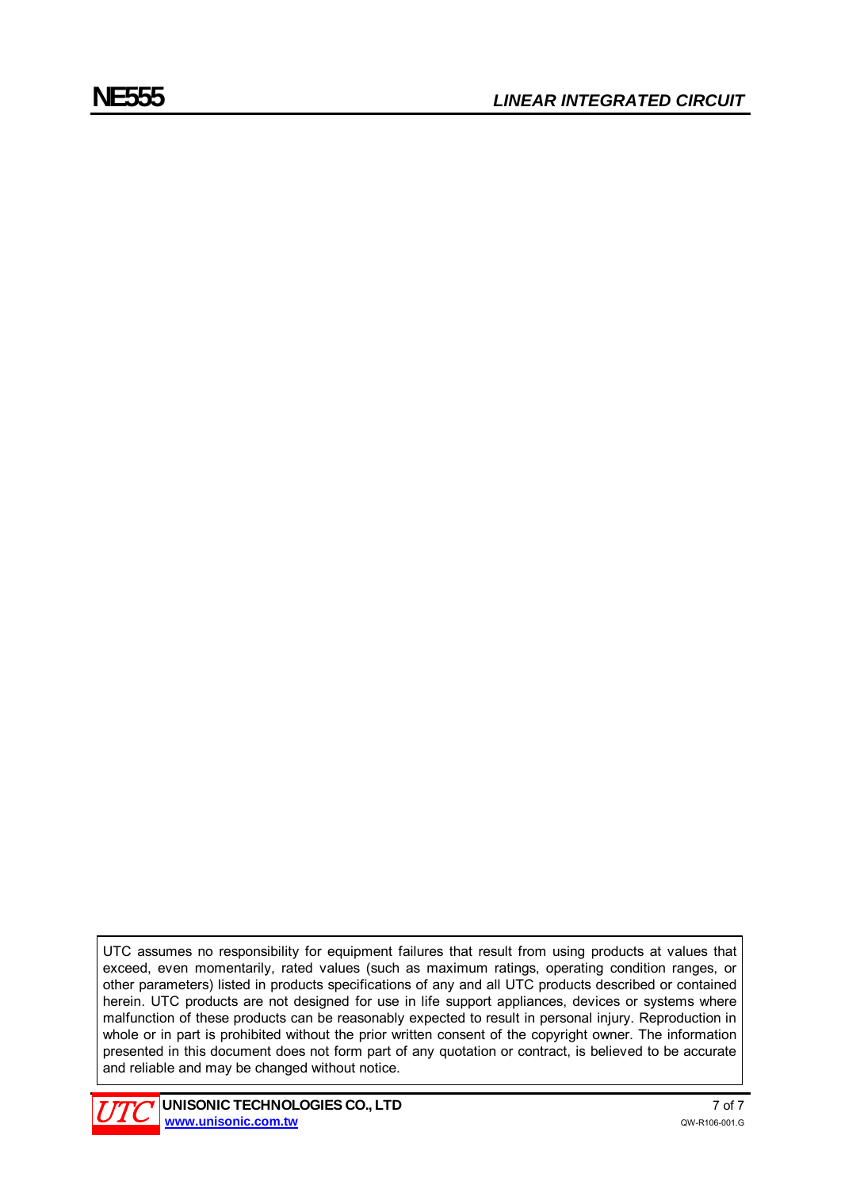UTC assumes no responsibility for equipment failures that result from using products at values that exceed, even momentarily, rated values (such as maximum ratings, operating condition ranges, or other parameters) listed in products specifications of any and all UTC products described or contained herein. UTC products are not designed for use in life support appliances, devices or systems where malfunction of these products can be reasonably expected to result in personal injury. Reproduction in whole or in part is prohibited without the prior written consent of the copyright owner. The information presented in this document does not form part of any quotation or contract, is believed to be accurate and reliable and may be changed without notice.